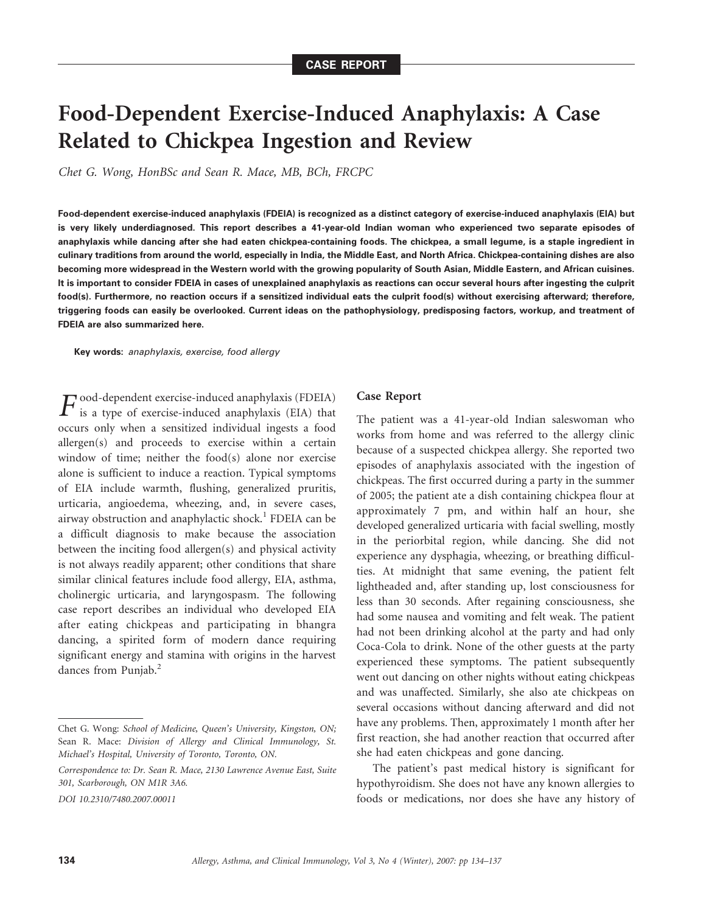CASE REPORT

# Food-Dependent Exercise-Induced Anaphylaxis: A Case Related to Chickpea Ingestion and Review

*Chet G. Wong, HonBSc and Sean R. Mace, MB, BCh, FRCPC*

**Food-dependent exercise-induced anaphylaxis (FDEIA) is recognized as a distinct category of exercise-induced anaphylaxis (EIA) but is very likely underdiagnosed. This report describes a 41-year-old Indian woman who experienced two separate episodes of anaphylaxis while dancing after she had eaten chickpea-containing foods. The chickpea, a small legume, is a staple ingredient in culinary traditions from around the world, especially in India, the Middle East, and North Africa. Chickpea-containing dishes are also becoming more widespread in the Western world with the growing popularity of South Asian, Middle Eastern, and African cuisines. It is important to consider FDEIA in cases of unexplained anaphylaxis as reactions can occur several hours after ingesting the culprit food(s). Furthermore, no reaction occurs if a sensitized individual eats the culprit food(s) without exercising afterward; therefore, triggering foods can easily be overlooked. Current ideas on the pathophysiology, predisposing factors, workup, and treatment of FDEIA are also summarized here.**

**Key words:** *anaphylaxis, exercise, food allergy*

Food-dependent exercise-induced anaphylaxis (FDEIA) is a type of exercise-induced anaphylaxis (EIA) that occurs only when a sensitized individual ingests a food allergen(s) and proceeds to exercise within a certain window of time; neither the food(s) alone nor exercise alone is sufficient to induce a reaction. Typical symptoms of EIA include warmth, flushing, generalized pruritis, urticaria, angioedema, wheezing, and, in severe cases, airway obstruction and anaphylactic shock.[1] FDEIA can be a difficult diagnosis to make because the association between the inciting food allergen(s) and physical activity is not always readily apparent; other conditions that share similar clinical features include food allergy, EIA, asthma, cholinergic urticaria, and laryngospasm. The following case report describes an individual who developed EIA after eating chickpeas and participating in bhangra dancing, a spirited form of modern dance requiring significant energy and stamina with origins in the harvest dances from Punjab.[2]

## Case Report

The patient was a 41-year-old Indian saleswoman who works from home and was referred to the allergy clinic because of a suspected chickpea allergy. She reported two episodes of anaphylaxis associated with the ingestion of chickpeas. The first occurred during a party in the summer of 2005; the patient ate a dish containing chickpea flour at approximately 7 pm, and within half an hour, she developed generalized urticaria with facial swelling, mostly in the periorbital region, while dancing. She did not experience any dysphagia, wheezing, or breathing difficulties. At midnight that same evening, the patient felt lightheaded and, after standing up, lost consciousness for less than 30 seconds. After regaining consciousness, she had some nausea and vomiting and felt weak. The patient had not been drinking alcohol at the party and had only Coca-Cola to drink. None of the other guests at the party experienced these symptoms. The patient subsequently went out dancing on other nights without eating chickpeas and was unaffected. Similarly, she also ate chickpeas on several occasions without dancing afterward and did not have any problems. Then, approximately 1 month after her first reaction, she had another reaction that occurred after she had eaten chickpeas and gone dancing.

The patient's past medical history is significant for hypothyroidism. She does not have any known allergies to foods or medications, nor does she have any history of

---

Chet G. Wong: *School of Medicine, Queen's University, Kingston, ON;* Sean R. Mace: *Division of Allergy and Clinical Immunology, St. Michael's Hospital, University of Toronto, Toronto, ON.*

*Correspondence to: Dr. Sean R. Mace, 2130 Lawrence Avenue East, Suite 301, Scarborough, ON M1R 3A6.*

*DOI 10.2310/7480.2007.00011*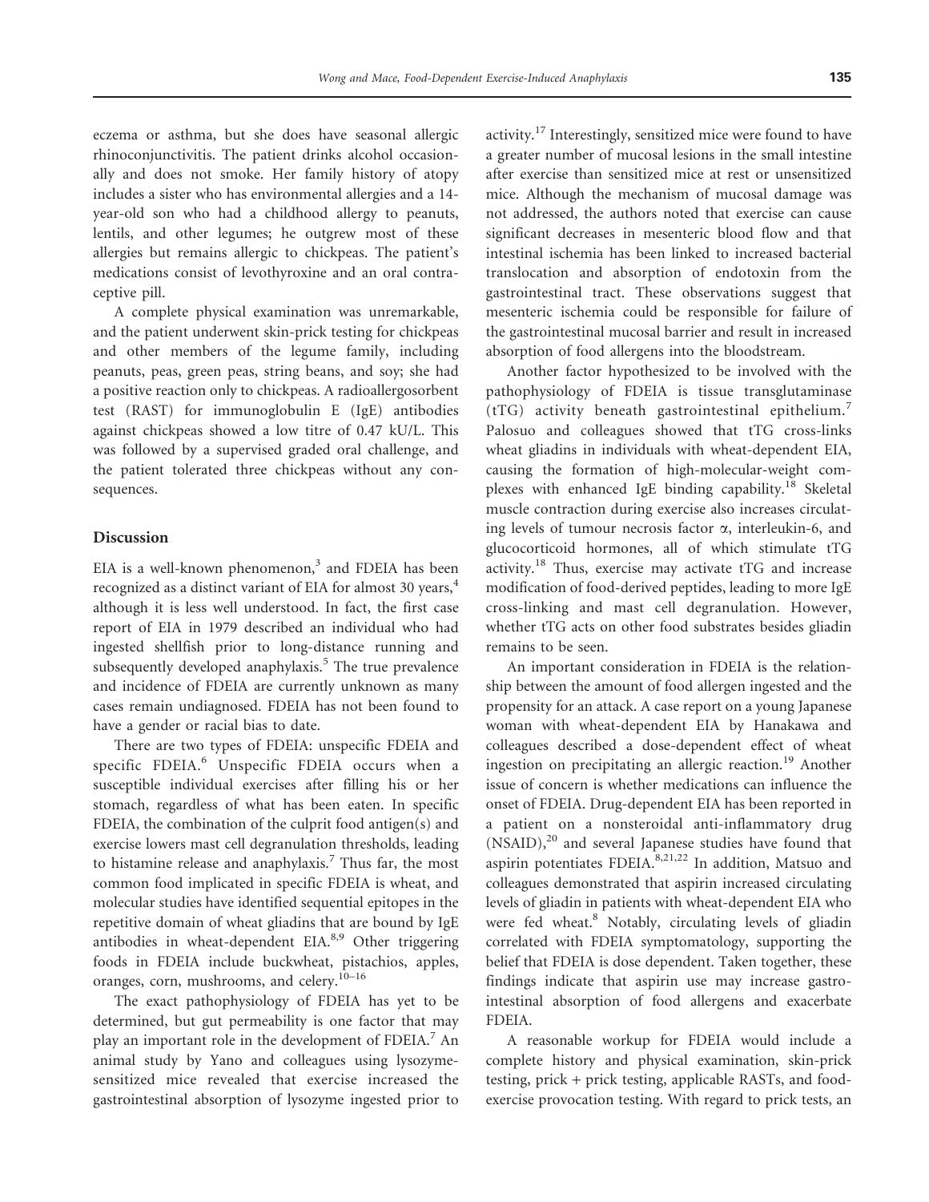eczema or asthma, but she does have seasonal allergic rhinoconjunctivitis. The patient drinks alcohol occasionally and does not smoke. Her family history of atopy includes a sister who has environmental allergies and a 14-year-old son who had a childhood allergy to peanuts, lentils, and other legumes; he outgrew most of these allergies but remains allergic to chickpeas. The patient's medications consist of levothyroxine and an oral contraceptive pill.

A complete physical examination was unremarkable, and the patient underwent skin-prick testing for chickpeas and other members of the legume family, including peanuts, peas, green peas, string beans, and soy; she had a positive reaction only to chickpeas. A radioallergosorbent test (RAST) for immunoglobulin E (IgE) antibodies against chickpeas showed a low titre of 0.47 kU/L. This was followed by a supervised graded oral challenge, and the patient tolerated three chickpeas without any consequences.

## Discussion

EIA is a well-known phenomenon,[3] and FDEIA has been recognized as a distinct variant of EIA for almost 30 years,[4] although it is less well understood. In fact, the first case report of EIA in 1979 described an individual who had ingested shellfish prior to long-distance running and subsequently developed anaphylaxis.[5] The true prevalence and incidence of FDEIA are currently unknown as many cases remain undiagnosed. FDEIA has not been found to have a gender or racial bias to date.

There are two types of FDEIA: unspecific FDEIA and specific FDEIA.[6] Unspecific FDEIA occurs when a susceptible individual exercises after filling his or her stomach, regardless of what has been eaten. In specific FDEIA, the combination of the culprit food antigen(s) and exercise lowers mast cell degranulation thresholds, leading to histamine release and anaphylaxis.[7] Thus far, the most common food implicated in specific FDEIA is wheat, and molecular studies have identified sequential epitopes in the repetitive domain of wheat gliadins that are bound by IgE antibodies in wheat-dependent EIA.[8,9] Other triggering foods in FDEIA include buckwheat, pistachios, apples, oranges, corn, mushrooms, and celery.[10–16]

The exact pathophysiology of FDEIA has yet to be determined, but gut permeability is one factor that may play an important role in the development of FDEIA.[7] An animal study by Yano and colleagues using lysozyme-sensitized mice revealed that exercise increased the gastrointestinal absorption of lysozyme ingested prior to activity.[17] Interestingly, sensitized mice were found to have a greater number of mucosal lesions in the small intestine after exercise than sensitized mice at rest or unsensitized mice. Although the mechanism of mucosal damage was not addressed, the authors noted that exercise can cause significant decreases in mesenteric blood flow and that intestinal ischemia has been linked to increased bacterial translocation and absorption of endotoxin from the gastrointestinal tract. These observations suggest that mesenteric ischemia could be responsible for failure of the gastrointestinal mucosal barrier and result in increased absorption of food allergens into the bloodstream.

Another factor hypothesized to be involved with the pathophysiology of FDEIA is tissue transglutaminase (tTG) activity beneath gastrointestinal epithelium.[7] Palosuo and colleagues showed that tTG cross-links wheat gliadins in individuals with wheat-dependent EIA, causing the formation of high-molecular-weight complexes with enhanced IgE binding capability.[18] Skeletal muscle contraction during exercise also increases circulating levels of tumour necrosis factor $\alpha$, interleukin-6, and glucocorticoid hormones, all of which stimulate tTG activity.[18] Thus, exercise may activate tTG and increase modification of food-derived peptides, leading to more IgE cross-linking and mast cell degranulation. However, whether tTG acts on other food substrates besides gliadin remains to be seen.

An important consideration in FDEIA is the relationship between the amount of food allergen ingested and the propensity for an attack. A case report on a young Japanese woman with wheat-dependent EIA by Hanakawa and colleagues described a dose-dependent effect of wheat ingestion on precipitating an allergic reaction.[19] Another issue of concern is whether medications can influence the onset of FDEIA. Drug-dependent EIA has been reported in a patient on a nonsteroidal anti-inflammatory drug (NSAID),[20] and several Japanese studies have found that aspirin potentiates FDEIA.[8,21,22] In addition, Matsuo and colleagues demonstrated that aspirin increased circulating levels of gliadin in patients with wheat-dependent EIA who were fed wheat.[8] Notably, circulating levels of gliadin correlated with FDEIA symptomatology, supporting the belief that FDEIA is dose dependent. Taken together, these findings indicate that aspirin use may increase gastrointestinal absorption of food allergens and exacerbate FDEIA.

A reasonable workup for FDEIA would include a complete history and physical examination, skin-prick testing, prick + prick testing, applicable RASTs, and food-exercise provocation testing. With regard to prick tests, an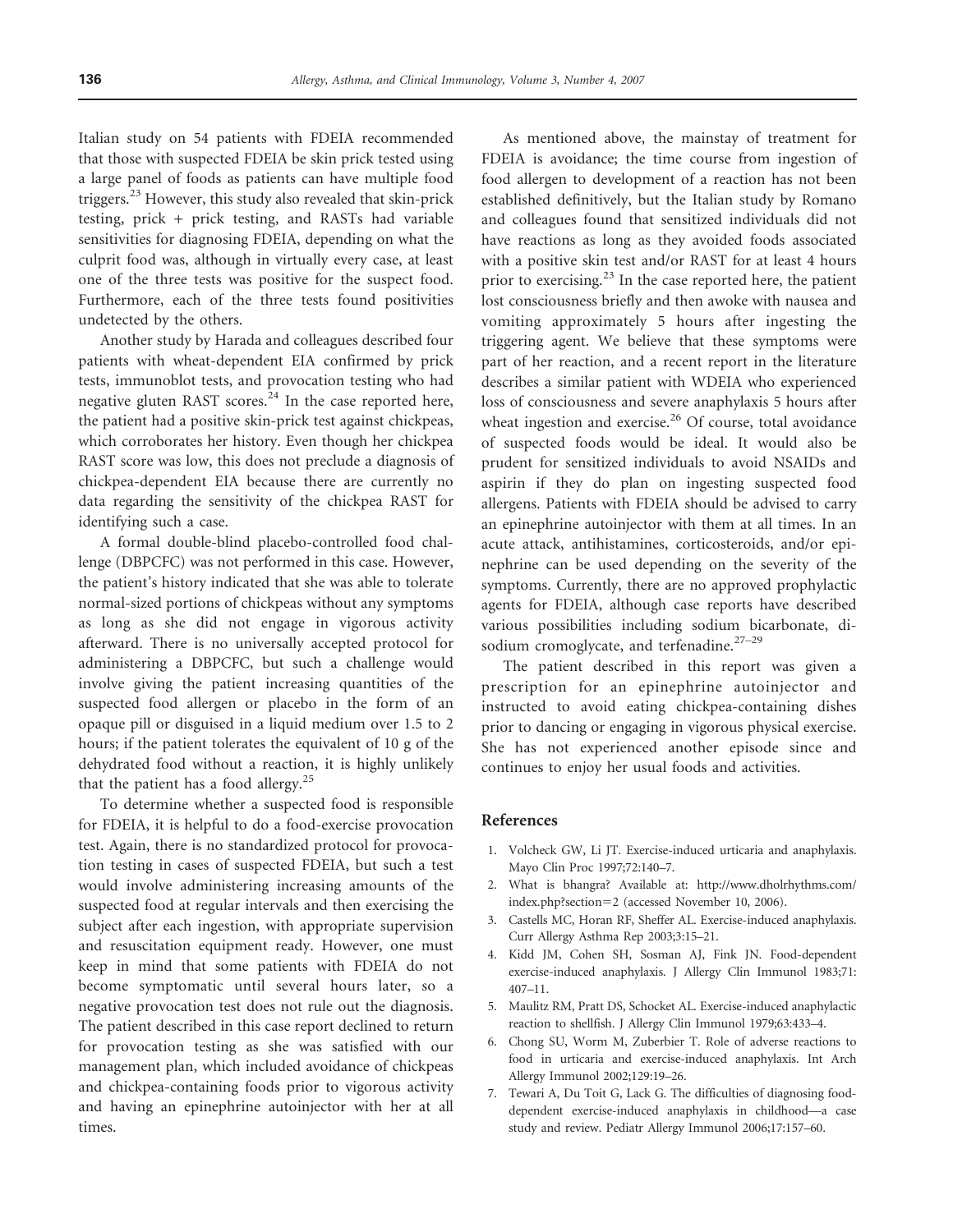Italian study on 54 patients with FDEIA recommended that those with suspected FDEIA be skin prick tested using a large panel of foods as patients can have multiple food triggers.[23] However, this study also revealed that skin-prick testing, prick + prick testing, and RASTs had variable sensitivities for diagnosing FDEIA, depending on what the culprit food was, although in virtually every case, at least one of the three tests was positive for the suspect food. Furthermore, each of the three tests found positivities undetected by the others.

Another study by Harada and colleagues described four patients with wheat-dependent EIA confirmed by prick tests, immunoblot tests, and provocation testing who had negative gluten RAST scores.[24] In the case reported here, the patient had a positive skin-prick test against chickpeas, which corroborates her history. Even though her chickpea RAST score was low, this does not preclude a diagnosis of chickpea-dependent EIA because there are currently no data regarding the sensitivity of the chickpea RAST for identifying such a case.

A formal double-blind placebo-controlled food challenge (DBPCFC) was not performed in this case. However, the patient's history indicated that she was able to tolerate normal-sized portions of chickpeas without any symptoms as long as she did not engage in vigorous activity afterward. There is no universally accepted protocol for administering a DBPCFC, but such a challenge would involve giving the patient increasing quantities of the suspected food allergen or placebo in the form of an opaque pill or disguised in a liquid medium over 1.5 to 2 hours; if the patient tolerates the equivalent of 10 g of the dehydrated food without a reaction, it is highly unlikely that the patient has a food allergy.[25]

To determine whether a suspected food is responsible for FDEIA, it is helpful to do a food-exercise provocation test. Again, there is no standardized protocol for provocation testing in cases of suspected FDEIA, but such a test would involve administering increasing amounts of the suspected food at regular intervals and then exercising the subject after each ingestion, with appropriate supervision and resuscitation equipment ready. However, one must keep in mind that some patients with FDEIA do not become symptomatic until several hours later, so a negative provocation test does not rule out the diagnosis. The patient described in this case report declined to return for provocation testing as she was satisfied with our management plan, which included avoidance of chickpeas and chickpea-containing foods prior to vigorous activity and having an epinephrine autoinjector with her at all times.

As mentioned above, the mainstay of treatment for FDEIA is avoidance; the time course from ingestion of food allergen to development of a reaction has not been established definitively, but the Italian study by Romano and colleagues found that sensitized individuals did not have reactions as long as they avoided foods associated with a positive skin test and/or RAST for at least 4 hours prior to exercising.[23] In the case reported here, the patient lost consciousness briefly and then awoke with nausea and vomiting approximately 5 hours after ingesting the triggering agent. We believe that these symptoms were part of her reaction, and a recent report in the literature describes a similar patient with WDEIA who experienced loss of consciousness and severe anaphylaxis 5 hours after wheat ingestion and exercise.[26] Of course, total avoidance of suspected foods would be ideal. It would also be prudent for sensitized individuals to avoid NSAIDs and aspirin if they do plan on ingesting suspected food allergens. Patients with FDEIA should be advised to carry an epinephrine autoinjector with them at all times. In an acute attack, antihistamines, corticosteroids, and/or epinephrine can be used depending on the severity of the symptoms. Currently, there are no approved prophylactic agents for FDEIA, although case reports have described various possibilities including sodium bicarbonate, disodium cromoglycate, and terfenadine.[27–29]

The patient described in this report was given a prescription for an epinephrine autoinjector and instructed to avoid eating chickpea-containing dishes prior to dancing or engaging in vigorous physical exercise. She has not experienced another episode since and continues to enjoy her usual foods and activities.

## References

1. Volcheck GW, Li JT. Exercise-induced urticaria and anaphylaxis. Mayo Clin Proc 1997;72:140–7.
2. What is bhangra? Available at: http://www.dholrhythms.com/index.php?section=2 (accessed November 10, 2006).
3. Castells MC, Horan RF, Sheffer AL. Exercise-induced anaphylaxis. Curr Allergy Asthma Rep 2003;3:15–21.
4. Kidd JM, Cohen SH, Sosman AJ, Fink JN. Food-dependent exercise-induced anaphylaxis. J Allergy Clin Immunol 1983;71:407–11.
5. Maulitz RM, Pratt DS, Schocket AL. Exercise-induced anaphylactic reaction to shellfish. J Allergy Clin Immunol 1979;63:433–4.
6. Chong SU, Worm M, Zuberbier T. Role of adverse reactions to food in urticaria and exercise-induced anaphylaxis. Int Arch Allergy Immunol 2002;129:19–26.
7. Tewari A, Du Toit G, Lack G. The difficulties of diagnosing food-dependent exercise-induced anaphylaxis in childhood—a case study and review. Pediatr Allergy Immunol 2006;17:157–60.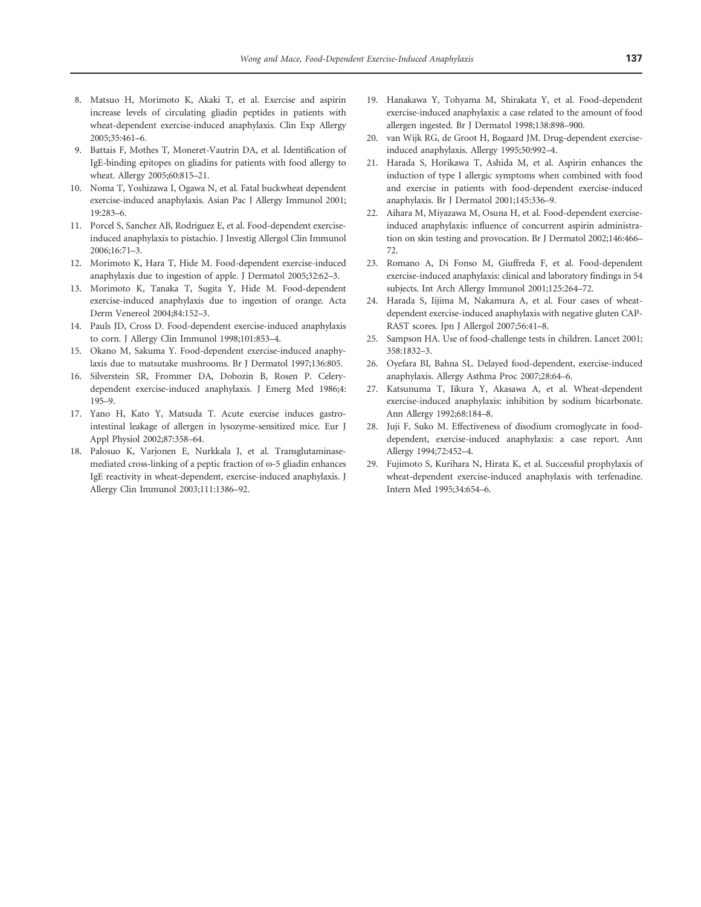8. Matsuo H, Morimoto K, Akaki T, et al. Exercise and aspirin increase levels of circulating gliadin peptides in patients with wheat-dependent exercise-induced anaphylaxis. Clin Exp Allergy 2005;35:461–6.
9. Battais F, Mothes T, Moneret-Vautrin DA, et al. Identification of IgE-binding epitopes on gliadins for patients with food allergy to wheat. Allergy 2005;60:815–21.
10. Noma T, Yoshizawa I, Ogawa N, et al. Fatal buckwheat dependent exercise-induced anaphylaxis. Asian Pac J Allergy Immunol 2001; 19:283–6.
11. Porcel S, Sanchez AB, Rodriguez E, et al. Food-dependent exercise-induced anaphylaxis to pistachio. J Investig Allergol Clin Immunol 2006;16:71–3.
12. Morimoto K, Hara T, Hide M. Food-dependent exercise-induced anaphylaxis due to ingestion of apple. J Dermatol 2005;32:62–3.
13. Morimoto K, Tanaka T, Sugita Y, Hide M. Food-dependent exercise-induced anaphylaxis due to ingestion of orange. Acta Derm Venereol 2004;84:152–3.
14. Pauls JD, Cross D. Food-dependent exercise-induced anaphylaxis to corn. J Allergy Clin Immunol 1998;101:853–4.
15. Okano M, Sakuma Y. Food-dependent exercise-induced anaphylaxis due to matsutake mushrooms. Br J Dermatol 1997;136:805.
16. Silverstein SR, Frommer DA, Dobozin B, Rosen P. Celery-dependent exercise-induced anaphylaxis. J Emerg Med 1986;4: 195–9.
17. Yano H, Kato Y, Matsuda T. Acute exercise induces gastrointestinal leakage of allergen in lysozyme-sensitized mice. Eur J Appl Physiol 2002;87:358–64.
18. Palosuo K, Varjonen E, Nurkkala J, et al. Transglutaminase-mediated cross-linking of a peptic fraction of ω-5 gliadin enhances IgE reactivity in wheat-dependent, exercise-induced anaphylaxis. J Allergy Clin Immunol 2003;111:1386–92.
19. Hanakawa Y, Tohyama M, Shirakata Y, et al. Food-dependent exercise-induced anaphylaxis: a case related to the amount of food allergen ingested. Br J Dermatol 1998;138:898–900.
20. van Wijk RG, de Groot H, Bogaard JM. Drug-dependent exercise-induced anaphylaxis. Allergy 1995;50:992–4.
21. Harada S, Horikawa T, Ashida M, et al. Aspirin enhances the induction of type I allergic symptoms when combined with food and exercise in patients with food-dependent exercise-induced anaphylaxis. Br J Dermatol 2001;145:336–9.
22. Aihara M, Miyazawa M, Osuna H, et al. Food-dependent exercise-induced anaphylaxis: influence of concurrent aspirin administration on skin testing and provocation. Br J Dermatol 2002;146:466–72.
23. Romano A, Di Fonso M, Giuffreda F, et al. Food-dependent exercise-induced anaphylaxis: clinical and laboratory findings in 54 subjects. Int Arch Allergy Immunol 2001;125:264–72.
24. Harada S, Iijima M, Nakamura A, et al. Four cases of wheat-dependent exercise-induced anaphylaxis with negative gluten CAP-RAST scores. Jpn J Allergol 2007;56:41–8.
25. Sampson HA. Use of food-challenge tests in children. Lancet 2001; 358:1832–3.
26. Oyefara BI, Bahna SL. Delayed food-dependent, exercise-induced anaphylaxis. Allergy Asthma Proc 2007;28:64–6.
27. Katsunuma T, Iikura Y, Akasawa A, et al. Wheat-dependent exercise-induced anaphylaxis: inhibition by sodium bicarbonate. Ann Allergy 1992;68:184–8.
28. Juji F, Suko M. Effectiveness of disodium cromoglycate in food-dependent, exercise-induced anaphylaxis: a case report. Ann Allergy 1994;72:452–4.
29. Fujimoto S, Kurihara N, Hirata K, et al. Successful prophylaxis of wheat-dependent exercise-induced anaphylaxis with terfenadine. Intern Med 1995;34:654–6.